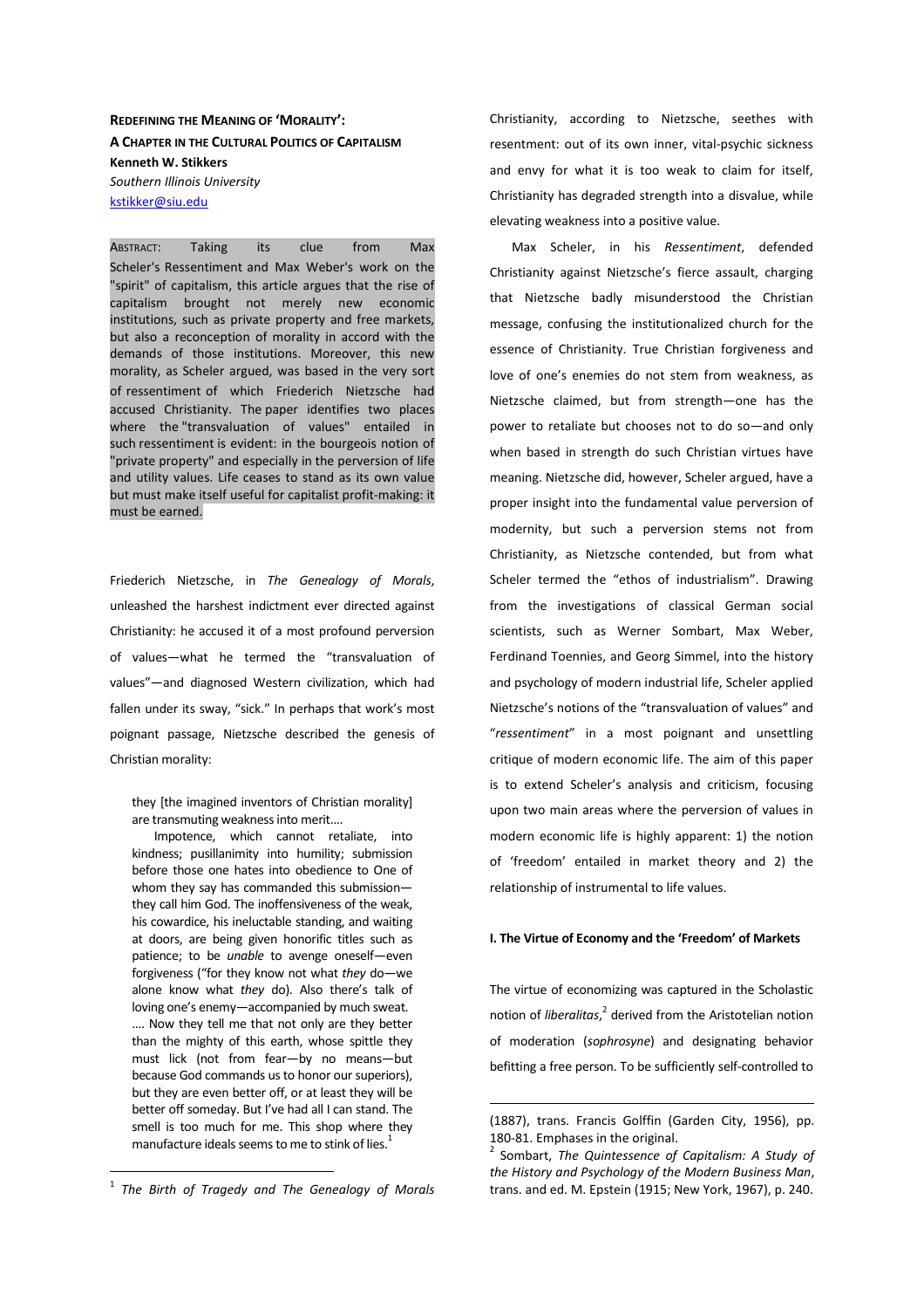**REDEFINING THE MEANING OF 'MORALITY':**
**A CHAPTER IN THE CULTURAL POLITICS OF CAPITALISM**

**Kenneth W. Stikkers**
*Southern Illinois University*
kstikker@siu.edu

ABSTRACT: Taking its clue from Max Scheler's Ressentiment and Max Weber's work on the "spirit" of capitalism, this article argues that the rise of capitalism brought not merely new economic institutions, such as private property and free markets, but also a reconception of morality in accord with the demands of those institutions. Moreover, this new morality, as Scheler argued, was based in the very sort of ressentiment of which Friederich Nietzsche had accused Christianity. The paper identifies two places where the "transvaluation of values" entailed in such ressentiment is evident: in the bourgeois notion of "private property" and especially in the perversion of life and utility values. Life ceases to stand as its own value but must make itself useful for capitalist profit-making: it must be earned.

Friederich Nietzsche, in *The Genealogy of Morals*, unleashed the harshest indictment ever directed against Christianity: he accused it of a most profound perversion of values—what he termed the "transvaluation of values"—and diagnosed Western civilization, which had fallen under its sway, "sick." In perhaps that work's most poignant passage, Nietzsche described the genesis of Christian morality:

> they [the imagined inventors of Christian morality] are transmuting weakness into merit....
>
> Impotence, which cannot retaliate, into kindness; pusillanimity into humility; submission before those one hates into obedience to One of whom they say has commanded this submission—they call him God. The inoffensiveness of the weak, his cowardice, his ineluctable standing, and waiting at doors, are being given honorific titles such as patience; to be *unable* to avenge oneself—even forgiveness ("for they know not what *they* do—we alone know what *they* do). Also there's talk of loving one's enemy—accompanied by much sweat. .... Now they tell me that not only are they better than the mighty of this earth, whose spittle they must lick (not from fear—by no means—but because God commands us to honor our superiors), but they are even better off, or at least they will be better off someday. But I've had all I can stand. The smell is too much for me. This shop where they manufacture ideals seems to me to stink of lies.[1]

Christianity, according to Nietzsche, seethes with resentment: out of its own inner, vital-psychic sickness and envy for what it is too weak to claim for itself, Christianity has degraded strength into a disvalue, while elevating weakness into a positive value.

Max Scheler, in his *Ressentiment*, defended Christianity against Nietzsche's fierce assault, charging that Nietzsche badly misunderstood the Christian message, confusing the institutionalized church for the essence of Christianity. True Christian forgiveness and love of one's enemies do not stem from weakness, as Nietzsche claimed, but from strength—one has the power to retaliate but chooses not to do so—and only when based in strength do such Christian virtues have meaning. Nietzsche did, however, Scheler argued, have a proper insight into the fundamental value perversion of modernity, but such a perversion stems not from Christianity, as Nietzsche contended, but from what Scheler termed the "ethos of industrialism". Drawing from the investigations of classical German social scientists, such as Werner Sombart, Max Weber, Ferdinand Toennies, and Georg Simmel, into the history and psychology of modern industrial life, Scheler applied Nietzsche's notions of the "transvaluation of values" and "*ressentiment*" in a most poignant and unsettling critique of modern economic life. The aim of this paper is to extend Scheler's analysis and criticism, focusing upon two main areas where the perversion of values in modern economic life is highly apparent: 1) the notion of 'freedom' entailed in market theory and 2) the relationship of instrumental to life values.

#### I. The Virtue of Economy and the 'Freedom' of Markets

The virtue of economizing was captured in the Scholastic notion of *liberalitas*,[2] derived from the Aristotelian notion of moderation (*sophrosyne*) and designating behavior befitting a free person. To be sufficiently self-controlled to

---

[1] *The Birth of Tragedy and The Genealogy of Morals* (1887), trans. Francis Golffin (Garden City, 1956), pp. 180-81. Emphases in the original.

[2] Sombart, *The Quintessence of Capitalism: A Study of the History and Psychology of the Modern Business Man*, trans. and ed. M. Epstein (1915; New York, 1967), p. 240.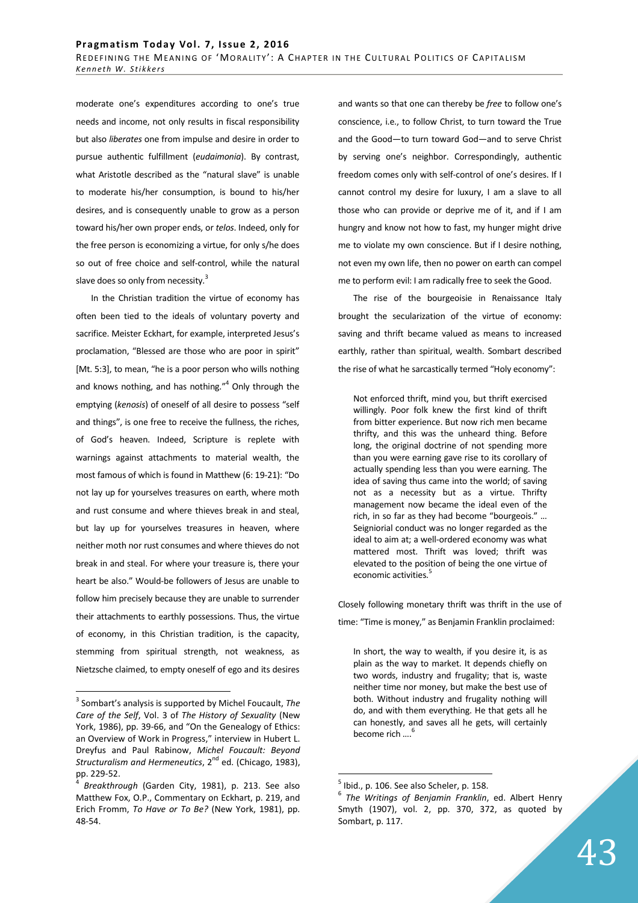moderate one's expenditures according to one's true needs and income, not only results in fiscal responsibility but also *liberates* one from impulse and desire in order to pursue authentic fulfillment (*eudaimonia*). By contrast, what Aristotle described as the "natural slave" is unable to moderate his/her consumption, is bound to his/her desires, and is consequently unable to grow as a person toward his/her own proper ends, or *telos*. Indeed, only for the free person is economizing a virtue, for only s/he does so out of free choice and self-control, while the natural slave does so only from necessity.[3]

In the Christian tradition the virtue of economy has often been tied to the ideals of voluntary poverty and sacrifice. Meister Eckhart, for example, interpreted Jesus's proclamation, "Blessed are those who are poor in spirit" [Mt. 5:3], to mean, "he is a poor person who wills nothing and knows nothing, and has nothing."[4] Only through the emptying (*kenosis*) of oneself of all desire to possess "self and things", is one free to receive the fullness, the riches, of God's heaven. Indeed, Scripture is replete with warnings against attachments to material wealth, the most famous of which is found in Matthew (6: 19-21): "Do not lay up for yourselves treasures on earth, where moth and rust consume and where thieves break in and steal, but lay up for yourselves treasures in heaven, where neither moth nor rust consumes and where thieves do not break in and steal. For where your treasure is, there your heart be also." Would-be followers of Jesus are unable to follow him precisely because they are unable to surrender their attachments to earthly possessions. Thus, the virtue of economy, in this Christian tradition, is the capacity, stemming from spiritual strength, not weakness, as Nietzsche claimed, to empty oneself of ego and its desires and wants so that one can thereby be *free* to follow one's conscience, i.e., to follow Christ, to turn toward the True and the Good—to turn toward God—and to serve Christ by serving one's neighbor. Correspondingly, authentic freedom comes only with self-control of one's desires. If I cannot control my desire for luxury, I am a slave to all those who can provide or deprive me of it, and if I am hungry and know not how to fast, my hunger might drive me to violate my own conscience. But if I desire nothing, not even my own life, then no power on earth can compel me to perform evil: I am radically free to seek the Good.

The rise of the bourgeoisie in Renaissance Italy brought the secularization of the virtue of economy: saving and thrift became valued as means to increased earthly, rather than spiritual, wealth. Sombart described the rise of what he sarcastically termed "Holy economy":

> Not enforced thrift, mind you, but thrift exercised willingly. Poor folk knew the first kind of thrift from bitter experience. But now rich men became thrifty, and this was the unheard thing. Before long, the original doctrine of not spending more than you were earning gave rise to its corollary of actually spending less than you were earning. The idea of saving thus came into the world; of saving not as a necessity but as a virtue. Thrifty management now became the ideal even of the rich, in so far as they had become "bourgeois." … Seigniorial conduct was no longer regarded as the ideal to aim at; a well-ordered economy was what mattered most. Thrift was loved; thrift was elevated to the position of being the one virtue of economic activities.[5]

Closely following monetary thrift was thrift in the use of time: "Time is money," as Benjamin Franklin proclaimed:

> In short, the way to wealth, if you desire it, is as plain as the way to market. It depends chiefly on two words, industry and frugality; that is, waste neither time nor money, but make the best use of both. Without industry and frugality nothing will do, and with them everything. He that gets all he can honestly, and saves all he gets, will certainly become rich ….[6]

---

[3] Sombart's analysis is supported by Michel Foucault, *The Care of the Self*, Vol. 3 of *The History of Sexuality* (New York, 1986), pp. 39-66, and "On the Genealogy of Ethics: an Overview of Work in Progress," interview in Hubert L. Dreyfus and Paul Rabinow, *Michel Foucault: Beyond Structuralism and Hermeneutics*, 2nd ed. (Chicago, 1983), pp. 229-52.

[4] *Breakthrough* (Garden City, 1981), p. 213. See also Matthew Fox, O.P., Commentary on Eckhart, p. 219, and Erich Fromm, *To Have or To Be?* (New York, 1981), pp. 48-54.

[5] Ibid., p. 106. See also Scheler, p. 158.

[6] *The Writings of Benjamin Franklin*, ed. Albert Henry Smyth (1907), vol. 2, pp. 370, 372, as quoted by Sombart, p. 117.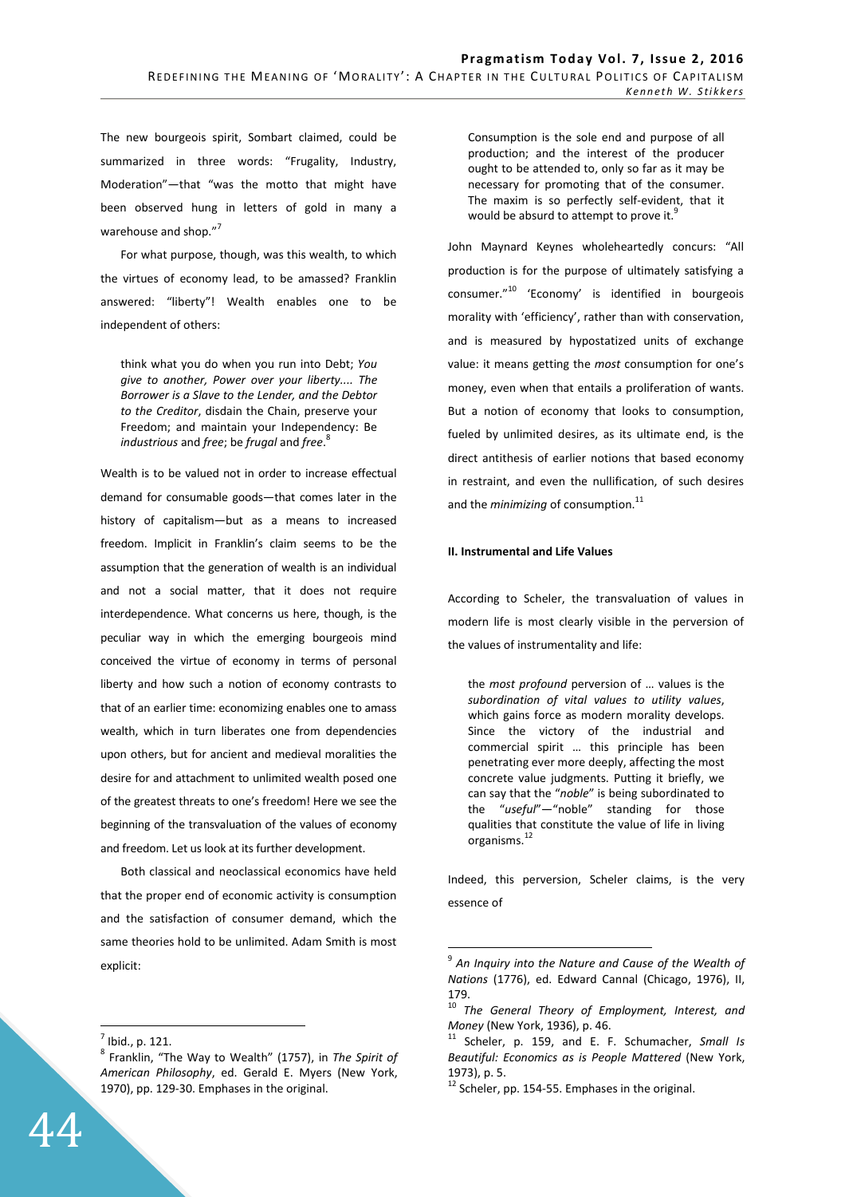The new bourgeois spirit, Sombart claimed, could be summarized in three words: "Frugality, Industry, Moderation"—that "was the motto that might have been observed hung in letters of gold in many a warehouse and shop."[7]

For what purpose, though, was this wealth, to which the virtues of economy lead, to be amassed? Franklin answered: "liberty"! Wealth enables one to be independent of others:

> think what you do when you run into Debt; *You give to another, Power over your liberty.... The Borrower is a Slave to the Lender, and the Debtor to the Creditor*, disdain the Chain, preserve your Freedom; and maintain your Independency: Be *industrious* and *free*; be *frugal* and *free*.[8]

Wealth is to be valued not in order to increase effectual demand for consumable goods—that comes later in the history of capitalism—but as a means to increased freedom. Implicit in Franklin's claim seems to be the assumption that the generation of wealth is an individual and not a social matter, that it does not require interdependence. What concerns us here, though, is the peculiar way in which the emerging bourgeois mind conceived the virtue of economy in terms of personal liberty and how such a notion of economy contrasts to that of an earlier time: economizing enables one to amass wealth, which in turn liberates one from dependencies upon others, but for ancient and medieval moralities the desire for and attachment to unlimited wealth posed one of the greatest threats to one's freedom! Here we see the beginning of the transvaluation of the values of economy and freedom. Let us look at its further development.

Both classical and neoclassical economics have held that the proper end of economic activity is consumption and the satisfaction of consumer demand, which the same theories hold to be unlimited. Adam Smith is most explicit:

> Consumption is the sole end and purpose of all production; and the interest of the producer ought to be attended to, only so far as it may be necessary for promoting that of the consumer. The maxim is so perfectly self-evident, that it would be absurd to attempt to prove it.[9]

John Maynard Keynes wholeheartedly concurs: "All production is for the purpose of ultimately satisfying a consumer."[10] 'Economy' is identified in bourgeois morality with 'efficiency', rather than with conservation, and is measured by hypostatized units of exchange value: it means getting the *most* consumption for one's money, even when that entails a proliferation of wants. But a notion of economy that looks to consumption, fueled by unlimited desires, as its ultimate end, is the direct antithesis of earlier notions that based economy in restraint, and even the nullification, of such desires and the *minimizing* of consumption.[11]

## II. Instrumental and Life Values

According to Scheler, the transvaluation of values in modern life is most clearly visible in the perversion of the values of instrumentality and life:

> the *most profound* perversion of … values is the *subordination of vital values to utility values*, which gains force as modern morality develops. Since the victory of the industrial and commercial spirit … this principle has been penetrating ever more deeply, affecting the most concrete value judgments. Putting it briefly, we can say that the "*noble*" is being subordinated to the "*useful*"—"noble" standing for those qualities that constitute the value of life in living organisms.[12]

Indeed, this perversion, Scheler claims, is the very essence of

---

[7] Ibid., p. 121.

[8] Franklin, "The Way to Wealth" (1757), in *The Spirit of American Philosophy*, ed. Gerald E. Myers (New York, 1970), pp. 129-30. Emphases in the original.

[9] *An Inquiry into the Nature and Cause of the Wealth of Nations* (1776), ed. Edward Cannal (Chicago, 1976), II, 179.

[10] *The General Theory of Employment, Interest, and Money* (New York, 1936), p. 46.

[11] Scheler, p. 159, and E. F. Schumacher, *Small Is Beautiful: Economics as is People Mattered* (New York, 1973), p. 5.

[12] Scheler, pp. 154-55. Emphases in the original.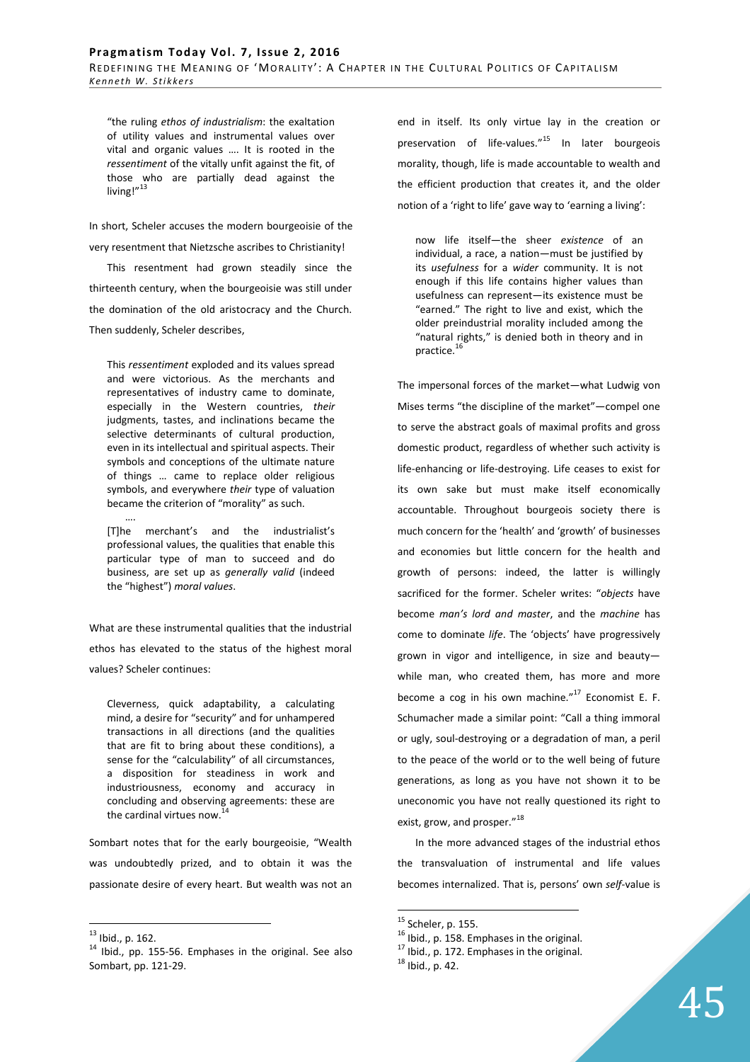> "the ruling *ethos of industrialism*: the exaltation of utility values and instrumental values over vital and organic values …. It is rooted in the *ressentiment* of the vitally unfit against the fit, of those who are partially dead against the living!"[13]

In short, Scheler accuses the modern bourgeoisie of the very resentment that Nietzsche ascribes to Christianity!

This resentment had grown steadily since the thirteenth century, when the bourgeoisie was still under the domination of the old aristocracy and the Church. Then suddenly, Scheler describes,

> This *ressentiment* exploded and its values spread and were victorious. As the merchants and representatives of industry came to dominate, especially in the Western countries, *their* judgments, tastes, and inclinations became the selective determinants of cultural production, even in its intellectual and spiritual aspects. Their symbols and conceptions of the ultimate nature of things … came to replace older religious symbols, and everywhere *their* type of valuation became the criterion of "morality" as such.
>
> ….
>
> [T]he merchant's and the industrialist's professional values, the qualities that enable this particular type of man to succeed and do business, are set up as *generally valid* (indeed the "highest") *moral values*.

What are these instrumental qualities that the industrial ethos has elevated to the status of the highest moral values? Scheler continues:

> Cleverness, quick adaptability, a calculating mind, a desire for "security" and for unhampered transactions in all directions (and the qualities that are fit to bring about these conditions), a sense for the "calculability" of all circumstances, a disposition for steadiness in work and industriousness, economy and accuracy in concluding and observing agreements: these are the cardinal virtues now.[14]

Sombart notes that for the early bourgeoisie, "Wealth was undoubtedly prized, and to obtain it was the passionate desire of every heart. But wealth was not an end in itself. Its only virtue lay in the creation or preservation of life-values."[15] In later bourgeois morality, though, life is made accountable to wealth and the efficient production that creates it, and the older notion of a 'right to life' gave way to 'earning a living':

> now life itself—the sheer *existence* of an individual, a race, a nation—must be justified by its *usefulness* for a *wider* community. It is not enough if this life contains higher values than usefulness can represent—its existence must be "earned." The right to live and exist, which the older preindustrial morality included among the "natural rights," is denied both in theory and in practice.[16]

The impersonal forces of the market—what Ludwig von Mises terms "the discipline of the market"—compel one to serve the abstract goals of maximal profits and gross domestic product, regardless of whether such activity is life-enhancing or life-destroying. Life ceases to exist for its own sake but must make itself economically accountable. Throughout bourgeois society there is much concern for the 'health' and 'growth' of businesses and economies but little concern for the health and growth of persons: indeed, the latter is willingly sacrificed for the former. Scheler writes: "*objects* have become *man's lord and master*, and the *machine* has come to dominate *life*. The 'objects' have progressively grown in vigor and intelligence, in size and beauty—while man, who created them, has more and more become a cog in his own machine."[17] Economist E. F. Schumacher made a similar point: "Call a thing immoral or ugly, soul-destroying or a degradation of man, a peril to the peace of the world or to the well being of future generations, as long as you have not shown it to be uneconomic you have not really questioned its right to exist, grow, and prosper."[18]

In the more advanced stages of the industrial ethos the transvaluation of instrumental and life values becomes internalized. That is, persons' own *self*-value is

---

[13] Ibid., p. 162.

[14] Ibid., pp. 155-56. Emphases in the original. See also Sombart, pp. 121-29.

[15] Scheler, p. 155.

[16] Ibid., p. 158. Emphases in the original.

[17] Ibid., p. 172. Emphases in the original.

[18] Ibid., p. 42.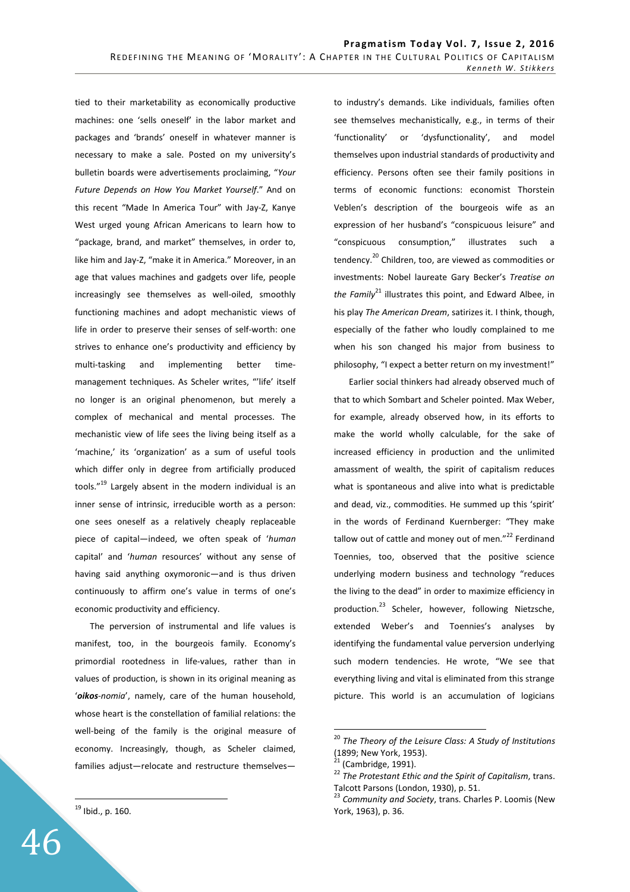tied to their marketability as economically productive machines: one 'sells oneself' in the labor market and packages and 'brands' oneself in whatever manner is necessary to make a sale. Posted on my university's bulletin boards were advertisements proclaiming, "*Your Future Depends on How You Market Yourself*." And on this recent "Made In America Tour" with Jay-Z, Kanye West urged young African Americans to learn how to "package, brand, and market" themselves, in order to, like him and Jay-Z, "make it in America." Moreover, in an age that values machines and gadgets over life, people increasingly see themselves as well-oiled, smoothly functioning machines and adopt mechanistic views of life in order to preserve their senses of self-worth: one strives to enhance one's productivity and efficiency by multi-tasking and implementing better time-management techniques. As Scheler writes, "'life' itself no longer is an original phenomenon, but merely a complex of mechanical and mental processes. The mechanistic view of life sees the living being itself as a 'machine,' its 'organization' as a sum of useful tools which differ only in degree from artificially produced tools."[19] Largely absent in the modern individual is an inner sense of intrinsic, irreducible worth as a person: one sees oneself as a relatively cheaply replaceable piece of capital—indeed, we often speak of '*human* capital' and '*human* resources' without any sense of having said anything oxymoronic—and is thus driven continuously to affirm one's value in terms of one's economic productivity and efficiency.

The perversion of instrumental and life values is manifest, too, in the bourgeois family. Economy's primordial rootedness in life-values, rather than in values of production, is shown in its original meaning as '***oikos**-nomia*', namely, care of the human household, whose heart is the constellation of familial relations: the well-being of the family is the original measure of economy. Increasingly, though, as Scheler claimed, families adjust—relocate and restructure themselves—to industry's demands. Like individuals, families often see themselves mechanistically, e.g., in terms of their 'functionality' or 'dysfunctionality', and model themselves upon industrial standards of productivity and efficiency. Persons often see their family positions in terms of economic functions: economist Thorstein Veblen's description of the bourgeois wife as an expression of her husband's "conspicuous leisure" and "conspicuous consumption," illustrates such a tendency.[20] Children, too, are viewed as commodities or investments: Nobel laureate Gary Becker's *Treatise on the Family*[21] illustrates this point, and Edward Albee, in his play *The American Dream*, satirizes it. I think, though, especially of the father who loudly complained to me when his son changed his major from business to philosophy, "I expect a better return on my investment!"

Earlier social thinkers had already observed much of that to which Sombart and Scheler pointed. Max Weber, for example, already observed how, in its efforts to make the world wholly calculable, for the sake of increased efficiency in production and the unlimited amassment of wealth, the spirit of capitalism reduces what is spontaneous and alive into what is predictable and dead, viz., commodities. He summed up this 'spirit' in the words of Ferdinand Kuernberger: "They make tallow out of cattle and money out of men."[22] Ferdinand Toennies, too, observed that the positive science underlying modern business and technology "reduces the living to the dead" in order to maximize efficiency in production.[23] Scheler, however, following Nietzsche, extended Weber's and Toennies's analyses by identifying the fundamental value perversion underlying such modern tendencies. He wrote, "We see that everything living and vital is eliminated from this strange picture. This world is an accumulation of logicians

---

[19] Ibid., p. 160.

[20] *The Theory of the Leisure Class: A Study of Institutions* (1899; New York, 1953).

[21] (Cambridge, 1991).

[22] *The Protestant Ethic and the Spirit of Capitalism*, trans. Talcott Parsons (London, 1930), p. 51.

[23] *Community and Society*, trans. Charles P. Loomis (New York, 1963), p. 36.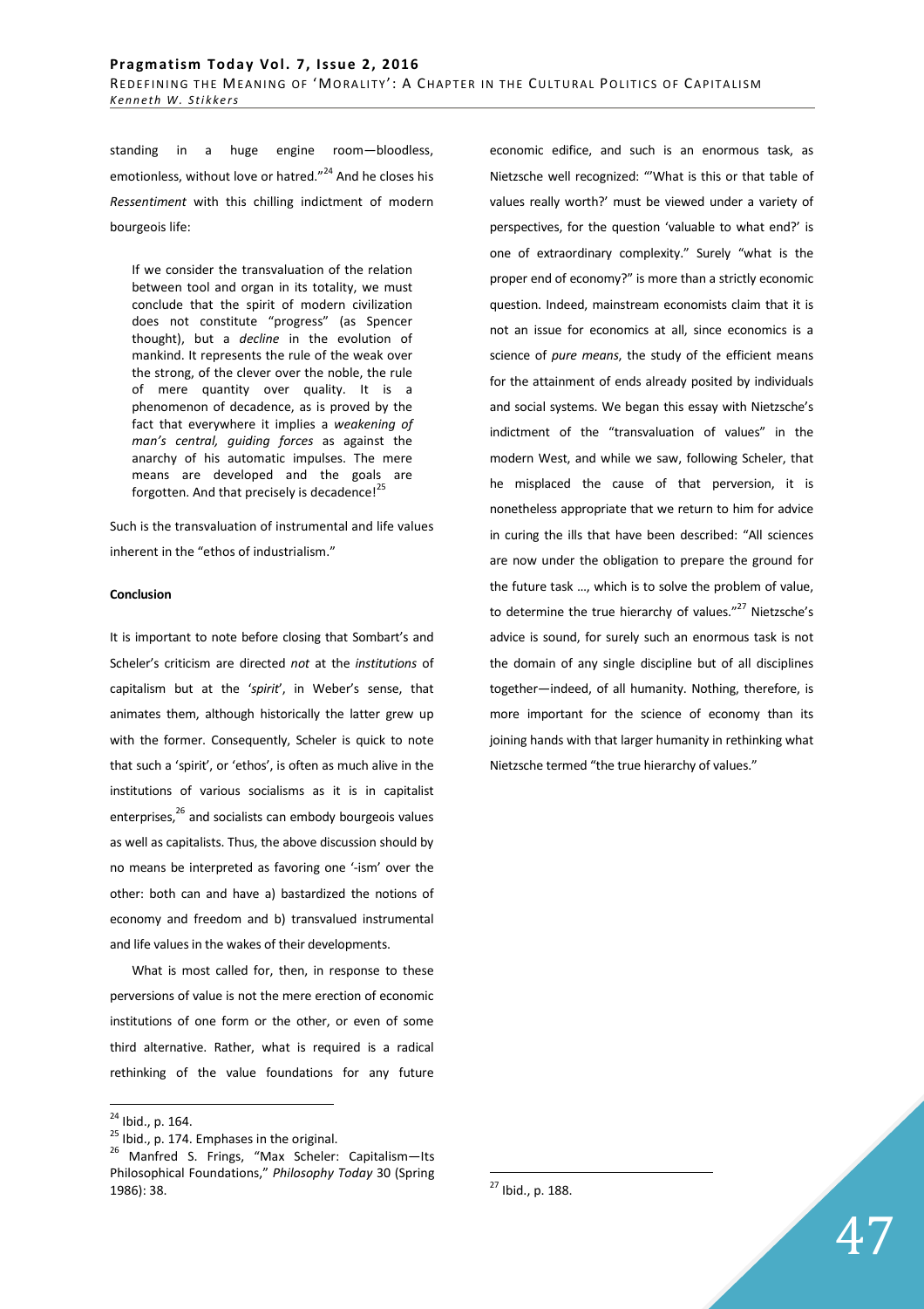standing in a huge engine room—bloodless, emotionless, without love or hatred."[24] And he closes his *Ressentiment* with this chilling indictment of modern bourgeois life:

> If we consider the transvaluation of the relation between tool and organ in its totality, we must conclude that the spirit of modern civilization does not constitute "progress" (as Spencer thought), but a *decline* in the evolution of mankind. It represents the rule of the weak over the strong, of the clever over the noble, the rule of mere quantity over quality. It is a phenomenon of decadence, as is proved by the fact that everywhere it implies a *weakening of man's central, guiding forces* as against the anarchy of his automatic impulses. The mere means are developed and the goals are forgotten. And that precisely is decadence![25]

Such is the transvaluation of instrumental and life values inherent in the "ethos of industrialism."

**Conclusion**

It is important to note before closing that Sombart's and Scheler's criticism are directed *not* at the *institutions* of capitalism but at the '*spirit*', in Weber's sense, that animates them, although historically the latter grew up with the former. Consequently, Scheler is quick to note that such a 'spirit', or 'ethos', is often as much alive in the institutions of various socialisms as it is in capitalist enterprises,[26] and socialists can embody bourgeois values as well as capitalists. Thus, the above discussion should by no means be interpreted as favoring one '-ism' over the other: both can and have a) bastardized the notions of economy and freedom and b) transvalued instrumental and life values in the wakes of their developments.

What is most called for, then, in response to these perversions of value is not the mere erection of economic institutions of one form or the other, or even of some third alternative. Rather, what is required is a radical rethinking of the value foundations for any future economic edifice, and such is an enormous task, as Nietzsche well recognized: "'What is this or that table of values really worth?' must be viewed under a variety of perspectives, for the question 'valuable to what end?' is one of extraordinary complexity." Surely "what is the proper end of economy?" is more than a strictly economic question. Indeed, mainstream economists claim that it is not an issue for economics at all, since economics is a science of *pure means*, the study of the efficient means for the attainment of ends already posited by individuals and social systems. We began this essay with Nietzsche's indictment of the "transvaluation of values" in the modern West, and while we saw, following Scheler, that he misplaced the cause of that perversion, it is nonetheless appropriate that we return to him for advice in curing the ills that have been described: "All sciences are now under the obligation to prepare the ground for the future task …, which is to solve the problem of value, to determine the true hierarchy of values."[27] Nietzsche's advice is sound, for surely such an enormous task is not the domain of any single discipline but of all disciplines together—indeed, of all humanity. Nothing, therefore, is more important for the science of economy than its joining hands with that larger humanity in rethinking what Nietzsche termed "the true hierarchy of values."

---

[24] Ibid., p. 164.

[25] Ibid., p. 174. Emphases in the original.

[26] Manfred S. Frings, "Max Scheler: Capitalism—Its Philosophical Foundations," *Philosophy Today* 30 (Spring 1986): 38.

[27] Ibid., p. 188.